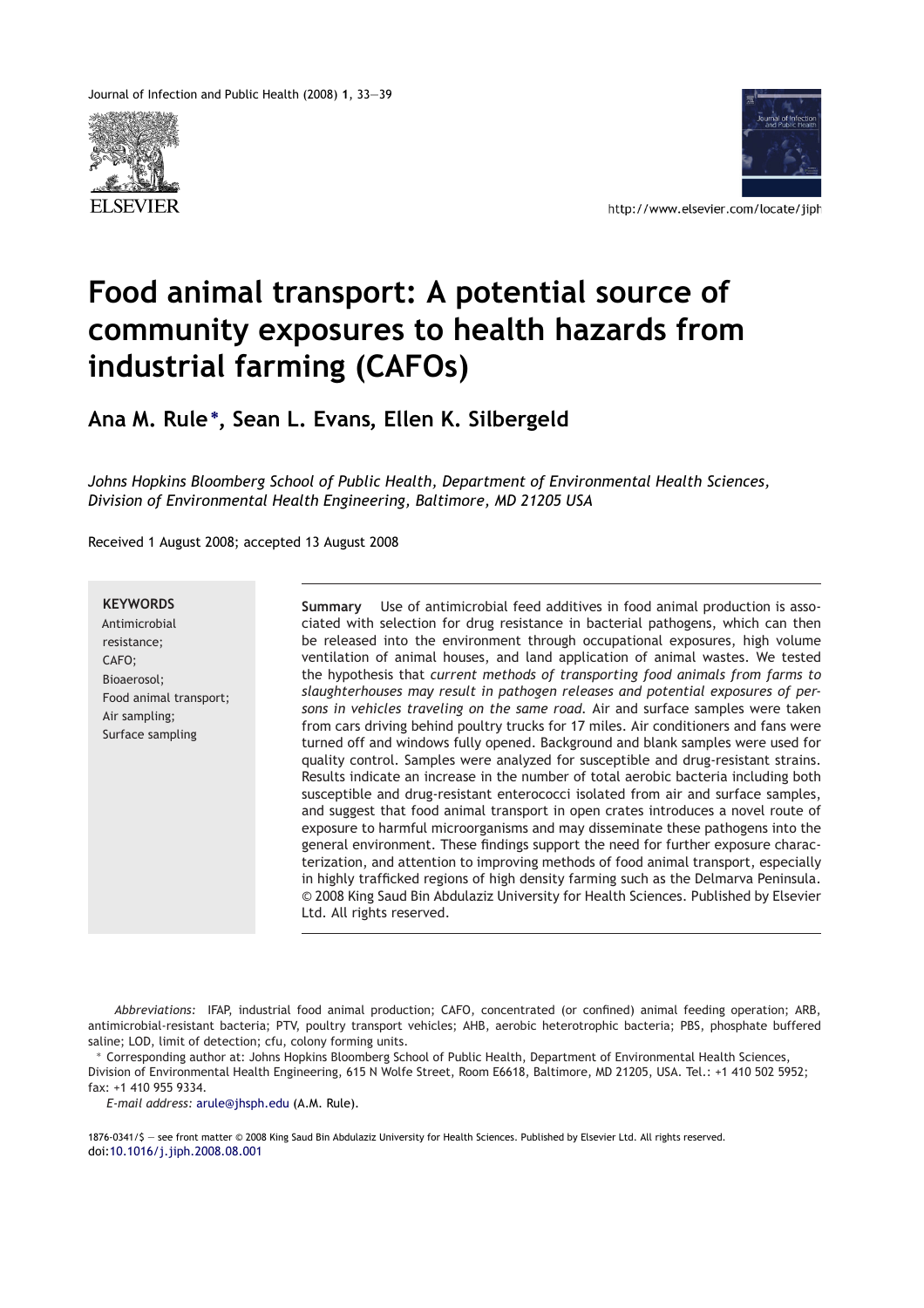# Food animal transport: A potential source of community exposures to health hazards from industrial farming (CAFOs)

**Ana M. Rule*, Sean L. Evans, Ellen K. Silbergeld**

*Johns Hopkins Bloomberg School of Public Health, Department of Environmental Health Sciences, Division of Environmental Health Engineering, Baltimore, MD 21205 USA*

Received 1 August 2008; accepted 13 August 2008

**KEYWORDS**
Antimicrobial resistance;
CAFO;
Bioaerosol;
Food animal transport;
Air sampling;
Surface sampling

**Summary** Use of antimicrobial feed additives in food animal production is associated with selection for drug resistance in bacterial pathogens, which can then be released into the environment through occupational exposures, high volume ventilation of animal houses, and land application of animal wastes. We tested the hypothesis that *current methods of transporting food animals from farms to slaughterhouses may result in pathogen releases and potential exposures of persons in vehicles traveling on the same road.* Air and surface samples were taken from cars driving behind poultry trucks for 17 miles. Air conditioners and fans were turned off and windows fully opened. Background and blank samples were used for quality control. Samples were analyzed for susceptible and drug-resistant strains. Results indicate an increase in the number of total aerobic bacteria including both susceptible and drug-resistant enterococci isolated from air and surface samples, and suggest that food animal transport in open crates introduces a novel route of exposure to harmful microorganisms and may disseminate these pathogens into the general environment. These findings support the need for further exposure characterization, and attention to improving methods of food animal transport, especially in highly trafficked regions of high density farming such as the Delmarva Peninsula.
© 2008 King Saud Bin Abdulaziz University for Health Sciences. Published by Elsevier Ltd. All rights reserved.

*Abbreviations:* IFAP, industrial food animal production; CAFO, concentrated (or confined) animal feeding operation; ARB, antimicrobial-resistant bacteria; PTV, poultry transport vehicles; AHB, aerobic heterotrophic bacteria; PBS, phosphate buffered saline; LOD, limit of detection; cfu, colony forming units.

\* Corresponding author at: Johns Hopkins Bloomberg School of Public Health, Department of Environmental Health Sciences, Division of Environmental Health Engineering, 615 N Wolfe Street, Room E6618, Baltimore, MD 21205, USA. Tel.: +1 410 502 5952; fax: +1 410 955 9334.

*E-mail address:* arule@jhsph.edu (A.M. Rule).

1876-0341/$ — see front matter © 2008 King Saud Bin Abdulaziz University for Health Sciences. Published by Elsevier Ltd. All rights reserved.
doi:10.1016/j.jiph.2008.08.001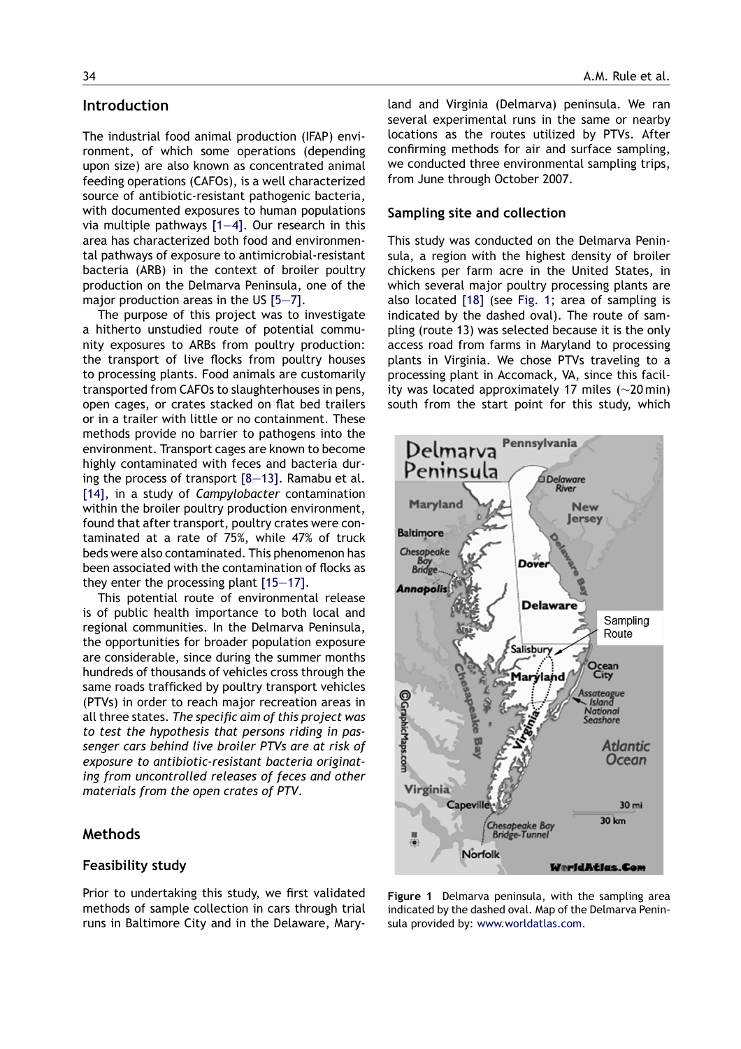## Introduction

The industrial food animal production (IFAP) environment, of which some operations (depending upon size) are also known as concentrated animal feeding operations (CAFOs), is a well characterized source of antibiotic-resistant pathogenic bacteria, with documented exposures to human populations via multiple pathways [1—4]. Our research in this area has characterized both food and environmental pathways of exposure to antimicrobial-resistant bacteria (ARB) in the context of broiler poultry production on the Delmarva Peninsula, one of the major production areas in the US [5—7].

The purpose of this project was to investigate a hitherto unstudied route of potential community exposures to ARBs from poultry production: the transport of live flocks from poultry houses to processing plants. Food animals are customarily transported from CAFOs to slaughterhouses in pens, open cages, or crates stacked on flat bed trailers or in a trailer with little or no containment. These methods provide no barrier to pathogens into the environment. Transport cages are known to become highly contaminated with feces and bacteria during the process of transport [8—13]. Ramabu et al. [14], in a study of *Campylobacter* contamination within the broiler poultry production environment, found that after transport, poultry crates were contaminated at a rate of 75%, while 47% of truck beds were also contaminated. This phenomenon has been associated with the contamination of flocks as they enter the processing plant [15—17].

This potential route of environmental release is of public health importance to both local and regional communities. In the Delmarva Peninsula, the opportunities for broader population exposure are considerable, since during the summer months hundreds of thousands of vehicles cross through the same roads trafficked by poultry transport vehicles (PTVs) in order to reach major recreation areas in all three states. *The specific aim of this project was to test the hypothesis that persons riding in passenger cars behind live broiler PTVs are at risk of exposure to antibiotic-resistant bacteria originating from uncontrolled releases of feces and other materials from the open crates of PTV.*

## Methods

### Feasibility study

Prior to undertaking this study, we first validated methods of sample collection in cars through trial runs in Baltimore City and in the Delaware, Maryland and Virginia (Delmarva) peninsula. We ran several experimental runs in the same or nearby locations as the routes utilized by PTVs. After confirming methods for air and surface sampling, we conducted three environmental sampling trips, from June through October 2007.

### Sampling site and collection

This study was conducted on the Delmarva Peninsula, a region with the highest density of broiler chickens per farm acre in the United States, in which several major poultry processing plants are also located [18] (see Fig. 1; area of sampling is indicated by the dashed oval). The route of sampling (route 13) was selected because it is the only access road from farms in Maryland to processing plants in Virginia. We chose PTVs traveling to a processing plant in Accomack, VA, since this facility was located approximately 17 miles (~20 min) south from the start point for this study, which

**Figure 1** Delmarva peninsula, with the sampling area indicated by the dashed oval. Map of the Delmarva Peninsula provided by: www.worldatlas.com.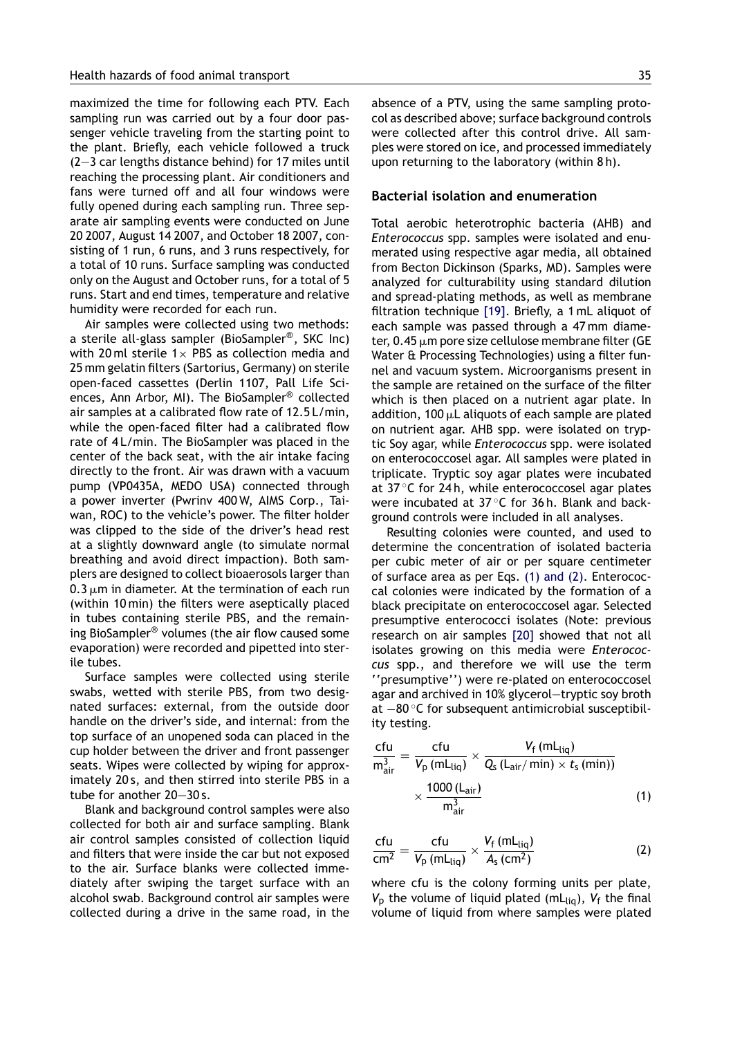maximized the time for following each PTV. Each sampling run was carried out by a four door passenger vehicle traveling from the starting point to the plant. Briefly, each vehicle followed a truck (2—3 car lengths distance behind) for 17 miles until reaching the processing plant. Air conditioners and fans were turned off and all four windows were fully opened during each sampling run. Three separate air sampling events were conducted on June 20 2007, August 14 2007, and October 18 2007, consisting of 1 run, 6 runs, and 3 runs respectively, for a total of 10 runs. Surface sampling was conducted only on the August and October runs, for a total of 5 runs. Start and end times, temperature and relative humidity were recorded for each run.

Air samples were collected using two methods: a sterile all-glass sampler (BioSampler®, SKC Inc) with 20 ml sterile 1× PBS as collection media and 25 mm gelatin filters (Sartorius, Germany) on sterile open-faced cassettes (Derlin 1107, Pall Life Sciences, Ann Arbor, MI). The BioSampler® collected air samples at a calibrated flow rate of 12.5 L/min, while the open-faced filter had a calibrated flow rate of 4 L/min. The BioSampler was placed in the center of the back seat, with the air intake facing directly to the front. Air was drawn with a vacuum pump (VP0435A, MEDO USA) connected through a power inverter (Pwrinv 400 W, AIMS Corp., Taiwan, ROC) to the vehicle's power. The filter holder was clipped to the side of the driver's head rest at a slightly downward angle (to simulate normal breathing and avoid direct impaction). Both samplers are designed to collect bioaerosols larger than 0.3 μm in diameter. At the termination of each run (within 10 min) the filters were aseptically placed in tubes containing sterile PBS, and the remaining BioSampler® volumes (the air flow caused some evaporation) were recorded and pipetted into sterile tubes.

Surface samples were collected using sterile swabs, wetted with sterile PBS, from two designated surfaces: external, from the outside door handle on the driver's side, and internal: from the top surface of an unopened soda can placed in the cup holder between the driver and front passenger seats. Wipes were collected by wiping for approximately 20 s, and then stirred into sterile PBS in a tube for another 20—30 s.

Blank and background control samples were also collected for both air and surface sampling. Blank air control samples consisted of collection liquid and filters that were inside the car but not exposed to the air. Surface blanks were collected immediately after swiping the target surface with an alcohol swab. Background control air samples were collected during a drive in the same road, in the absence of a PTV, using the same sampling protocol as described above; surface background controls were collected after this control drive. All samples were stored on ice, and processed immediately upon returning to the laboratory (within 8 h).

## Bacterial isolation and enumeration

Total aerobic heterotrophic bacteria (AHB) and *Enterococcus* spp. samples were isolated and enumerated using respective agar media, all obtained from Becton Dickinson (Sparks, MD). Samples were analyzed for culturability using standard dilution and spread-plating methods, as well as membrane filtration technique [19]. Briefly, a 1 mL aliquot of each sample was passed through a 47 mm diameter, 0.45 μm pore size cellulose membrane filter (GE Water & Processing Technologies) using a filter funnel and vacuum system. Microorganisms present in the sample are retained on the surface of the filter which is then placed on a nutrient agar plate. In addition, 100 μL aliquots of each sample are plated on nutrient agar. AHB spp. were isolated on tryptic Soy agar, while *Enterococcus* spp. were isolated on enterococcosel agar. All samples were plated in triplicate. Tryptic soy agar plates were incubated at 37 °C for 24 h, while enterococcosel agar plates were incubated at 37 °C for 36 h. Blank and background controls were included in all analyses.

Resulting colonies were counted, and used to determine the concentration of isolated bacteria per cubic meter of air or per square centimeter of surface area as per Eqs. (1) and (2). Enterococcal colonies were indicated by the formation of a black precipitate on enterococcosel agar. Selected presumptive enterococci isolates (Note: previous research on air samples [20] showed that not all isolates growing on this media were *Enterococcus* spp., and therefore we will use the term ''presumptive'') were re-plated on enterococcosel agar and archived in 10% glycerol—tryptic soy broth at −80 °C for subsequent antimicrobial susceptibility testing.

$$\frac{\text{cfu}}{\text{m}^3_{\text{air}}} = \frac{\text{cfu}}{V_{\text{p}}\,(\text{mL}_{\text{liq}})} \times \frac{V_{\text{f}}\,(\text{mL}_{\text{liq}})}{Q_{\text{s}}\,(\text{L}_{\text{air}}/\,\text{min}) \times t_{\text{s}}\,(\text{min})} \times \frac{1000\,(\text{L}_{\text{air}})}{\text{m}^3_{\text{air}}} \qquad (1)$$

$$\frac{\text{cfu}}{\text{cm}^2} = \frac{\text{cfu}}{V_{\text{p}}\,(\text{mL}_{\text{liq}})} \times \frac{V_{\text{f}}\,(\text{mL}_{\text{liq}})}{A_{\text{s}}\,(\text{cm}^2)} \qquad (2)$$

where cfu is the colony forming units per plate, $V_p$ the volume of liquid plated ($\text{mL}_{\text{liq}}$), $V_f$ the final volume of liquid from where samples were plated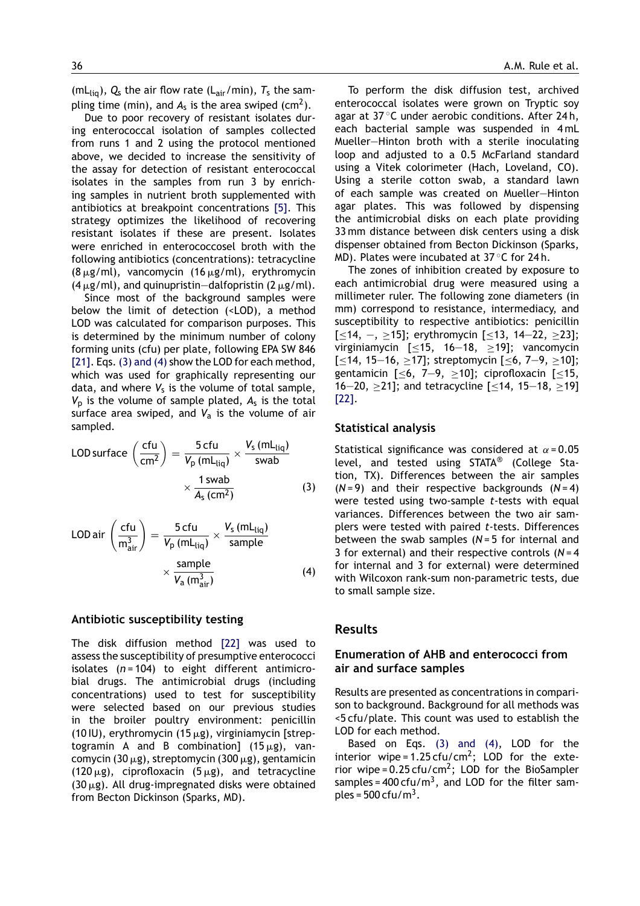($mL_{liq}$), $Q_s$ the air flow rate ($L_{air}$/min), $T_s$ the sampling time (min), and $A_s$ is the area swiped ($cm^2$).

Due to poor recovery of resistant isolates during enterococcal isolation of samples collected from runs 1 and 2 using the protocol mentioned above, we decided to increase the sensitivity of the assay for detection of resistant enterococcal isolates in the samples from run 3 by enriching samples in nutrient broth supplemented with antibiotics at breakpoint concentrations [5]. This strategy optimizes the likelihood of recovering resistant isolates if these are present. Isolates were enriched in enterococcosel broth with the following antibiotics (concentrations): tetracycline (8 μg/ml), vancomycin (16 μg/ml), erythromycin (4 μg/ml), and quinupristin–dalfopristin (2 μg/ml).

Since most of the background samples were below the limit of detection (<LOD), a method LOD was calculated for comparison purposes. This is determined by the minimum number of colony forming units (cfu) per plate, following EPA SW 846 [21]. Eqs. (3) and (4) show the LOD for each method, which was used for graphically representing our data, and where $V_s$ is the volume of total sample, $V_p$ is the volume of sample plated, $A_s$ is the total surface area swiped, and $V_a$ is the volume of air sampled.

$$\text{LOD surface}\left(\frac{\text{cfu}}{\text{cm}^2}\right) = \frac{5\,\text{cfu}}{V_p\,(\text{mL}_{\text{liq}})} \times \frac{V_s\,(\text{mL}_{\text{liq}})}{\text{swab}} \times \frac{1\,\text{swab}}{A_s\,(\text{cm}^2)} \quad (3)$$

$$\text{LOD air}\left(\frac{\text{cfu}}{\text{m}^3_{\text{air}}}\right) = \frac{5\,\text{cfu}}{V_p\,(\text{mL}_{\text{liq}})} \times \frac{V_s\,(\text{mL}_{\text{liq}})}{\text{sample}} \times \frac{\text{sample}}{V_a\,(\text{m}^3_{\text{air}})} \quad (4)$$

### Antibiotic susceptibility testing

The disk diffusion method [22] was used to assess the susceptibility of presumptive enterococci isolates ($n$ = 104) to eight different antimicrobial drugs. The antimicrobial drugs (including concentrations) used to test for susceptibility were selected based on our previous studies in the broiler poultry environment: penicillin (10 IU), erythromycin (15 μg), virginiamycin [streptogramin A and B combination] (15 μg), vancomycin (30 μg), streptomycin (300 μg), gentamicin (120 μg), ciprofloxacin (5 μg), and tetracycline (30 μg). All drug-impregnated disks were obtained from Becton Dickinson (Sparks, MD).

To perform the disk diffusion test, archived enterococcal isolates were grown on Tryptic soy agar at 37 °C under aerobic conditions. After 24 h, each bacterial sample was suspended in 4 mL Mueller–Hinton broth with a sterile inoculating loop and adjusted to a 0.5 McFarland standard using a Vitek colorimeter (Hach, Loveland, CO). Using a sterile cotton swab, a standard lawn of each sample was created on Mueller–Hinton agar plates. This was followed by dispensing the antimicrobial disks on each plate providing 33 mm distance between disk centers using a disk dispenser obtained from Becton Dickinson (Sparks, MD). Plates were incubated at 37 °C for 24 h.

The zones of inhibition created by exposure to each antimicrobial drug were measured using a millimeter ruler. The following zone diameters (in mm) correspond to resistance, intermediacy, and susceptibility to respective antibiotics: penicillin [≤14, –, ≥15]; erythromycin [≤13, 14–22, ≥23]; virginiamycin [≤15, 16–18, ≥19]; vancomycin [≤14, 15–16, ≥17]; streptomycin [≤6, 7–9, ≥10]; gentamicin [≤6, 7–9, ≥10]; ciprofloxacin [≤15, 16–20, ≥21]; and tetracycline [≤14, 15–18, ≥19] [22].

### Statistical analysis

Statistical significance was considered at $\alpha$ = 0.05 level, and tested using STATA® (College Station, TX). Differences between the air samples ($N$ = 9) and their respective backgrounds ($N$ = 4) were tested using two-sample $t$-tests with equal variances. Differences between the two air samplers were tested with paired $t$-tests. Differences between the swab samples ($N$ = 5 for internal and 3 for external) and their respective controls ($N$ = 4 for internal and 3 for external) were determined with Wilcoxon rank-sum non-parametric tests, due to small sample size.

## Results

### Enumeration of AHB and enterococci from air and surface samples

Results are presented as concentrations in comparison to background. Background for all methods was <5 cfu/plate. This count was used to establish the LOD for each method.

Based on Eqs. (3) and (4), LOD for the interior wipe = 1.25 cfu/$cm^2$; LOD for the exterior wipe = 0.25 cfu/$cm^2$; LOD for the BioSampler samples = 400 cfu/$m^3$, and LOD for the filter samples = 500 cfu/$m^3$.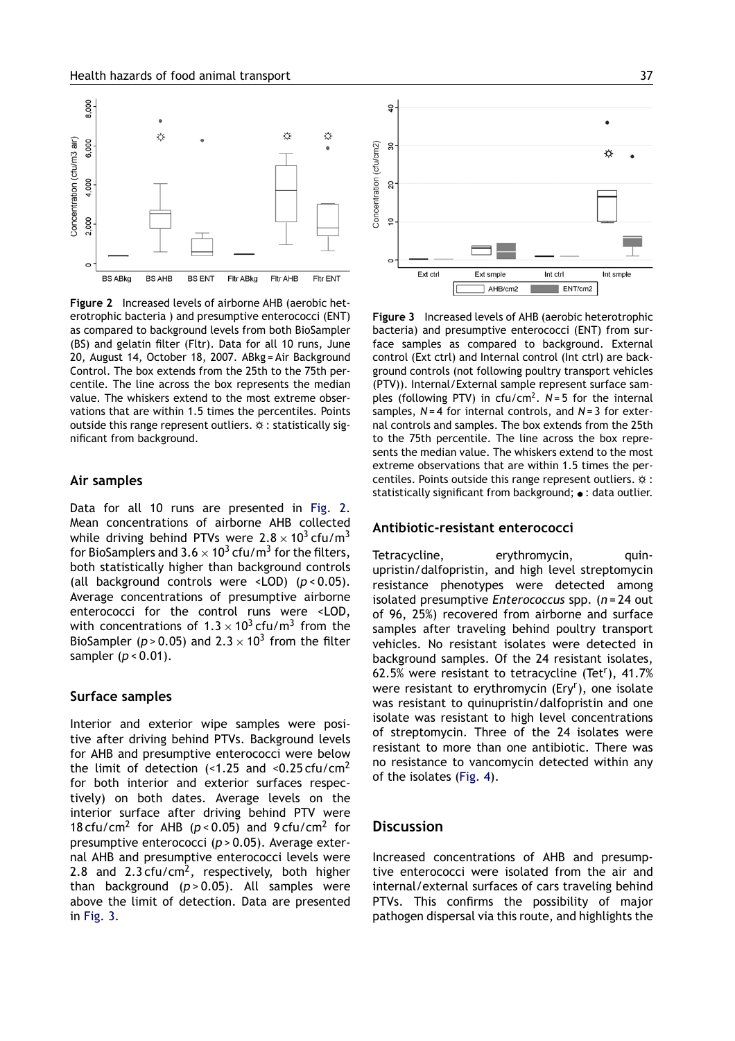**Figure 2** Increased levels of airborne AHB (aerobic heterotrophic bacteria ) and presumptive enterococci (ENT) as compared to background levels from both BioSampler (BS) and gelatin filter (Fltr). Data for all 10 runs, June 20, August 14, October 18, 2007. ABkg = Air Background Control. The box extends from the 25th to the 75th percentile. The line across the box represents the median value. The whiskers extend to the most extreme observations that are within 1.5 times the percentiles. Points outside this range represent outliers. ☼ : statistically significant from background.

**Figure 3** Increased levels of AHB (aerobic heterotrophic bacteria) and presumptive enterococci (ENT) from surface samples as compared to background. External control (Ext ctrl) and Internal control (Int ctrl) are background controls (not following poultry transport vehicles (PTV)). Internal/External sample represent surface samples (following PTV) in cfu/cm$^2$. $N = 5$ for the internal samples, $N = 4$ for internal controls, and $N = 3$ for external controls and samples. The box extends from the 25th to the 75th percentile. The line across the box represents the median value. The whiskers extend to the most extreme observations that are within 1.5 times the percentiles. Points outside this range represent outliers. ☼ : statistically significant from background; ● : data outlier.

## Air samples

Data for all 10 runs are presented in Fig. 2. Mean concentrations of airborne AHB collected while driving behind PTVs were $2.8 \times 10^3$ cfu/m$^3$ for BioSamplers and $3.6 \times 10^3$ cfu/m$^3$ for the filters, both statistically higher than background controls (all background controls were <LOD) ($p < 0.05$). Average concentrations of presumptive airborne enterococci for the control runs were <LOD, with concentrations of $1.3 \times 10^3$ cfu/m$^3$ from the BioSampler ($p > 0.05$) and $2.3 \times 10^3$ from the filter sampler ($p < 0.01$).

## Surface samples

Interior and exterior wipe samples were positive after driving behind PTVs. Background levels for AHB and presumptive enterococci were below the limit of detection (<1.25 and <0.25 cfu/cm$^2$ for both interior and exterior surfaces respectively) on both dates. Average levels on the interior surface after driving behind PTV were 18 cfu/cm$^2$ for AHB ($p < 0.05$) and 9 cfu/cm$^2$ for presumptive enterococci ($p > 0.05$). Average external AHB and presumptive enterococci levels were 2.8 and 2.3 cfu/cm$^2$, respectively, both higher than background ($p > 0.05$). All samples were above the limit of detection. Data are presented in Fig. 3.

## Antibiotic-resistant enterococci

Tetracycline, erythromycin, quinupristin/dalfopristin, and high level streptomycin resistance phenotypes were detected among isolated presumptive *Enterococcus* spp. ($n = 24$ out of 96, 25%) recovered from airborne and surface samples after traveling behind poultry transport vehicles. No resistant isolates were detected in background samples. Of the 24 resistant isolates, 62.5% were resistant to tetracycline (Tet$^r$), 41.7% were resistant to erythromycin (Ery$^r$), one isolate was resistant to quinupristin/dalfopristin and one isolate was resistant to high level concentrations of streptomycin. Three of the 24 isolates were resistant to more than one antibiotic. There was no resistance to vancomycin detected within any of the isolates (Fig. 4).

## Discussion

Increased concentrations of AHB and presumptive enterococci were isolated from the air and internal/external surfaces of cars traveling behind PTVs. This confirms the possibility of major pathogen dispersal via this route, and highlights the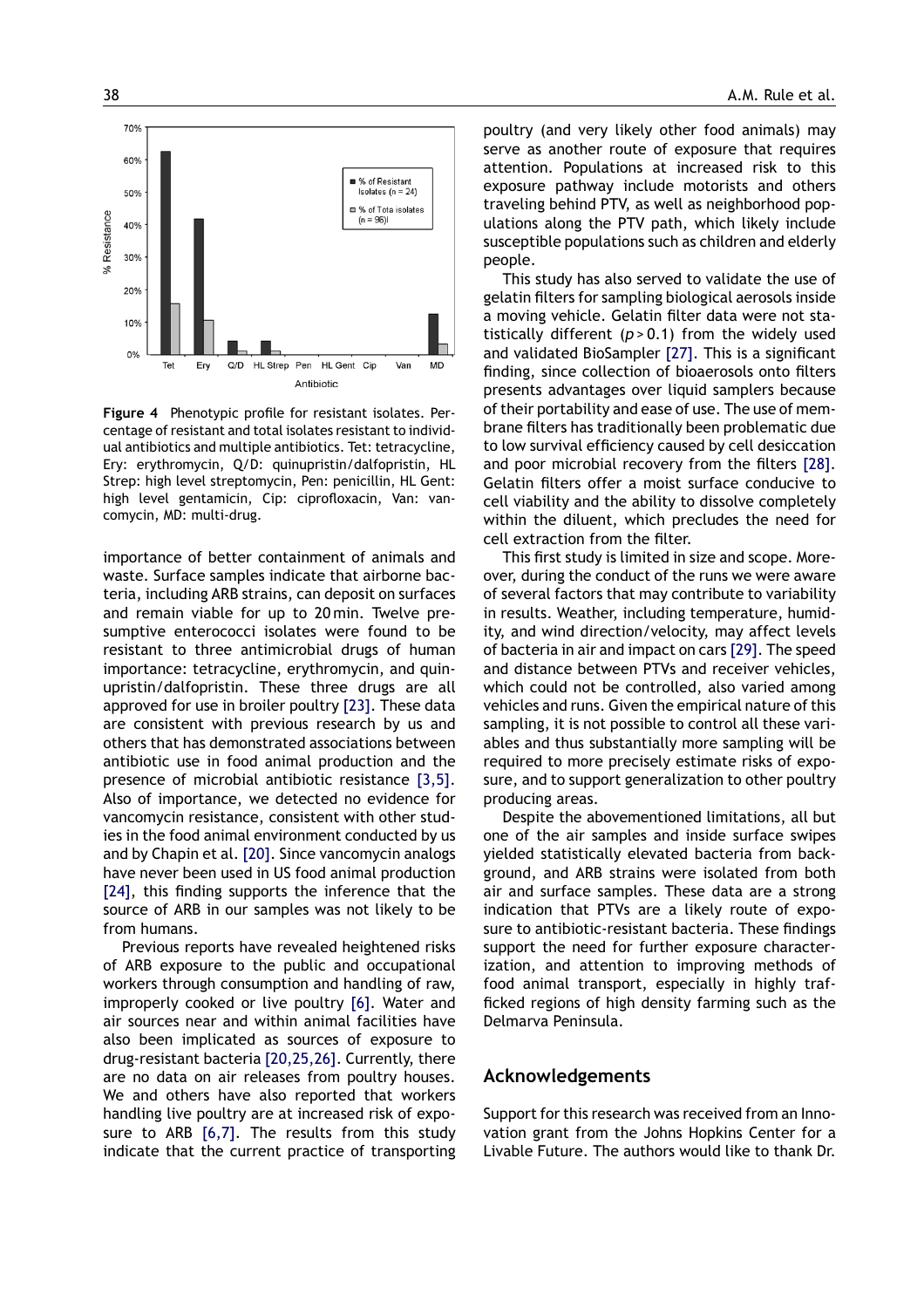**Figure 4** Phenotypic profile for resistant isolates. Percentage of resistant and total isolates resistant to individual antibiotics and multiple antibiotics. Tet: tetracycline, Ery: erythromycin, Q/D: quinupristin/dalfopristin, HL Strep: high level streptomycin, Pen: penicillin, HL Gent: high level gentamicin, Cip: ciprofloxacin, Van: vancomycin, MD: multi-drug.

importance of better containment of animals and waste. Surface samples indicate that airborne bacteria, including ARB strains, can deposit on surfaces and remain viable for up to 20 min. Twelve presumptive enterococci isolates were found to be resistant to three antimicrobial drugs of human importance: tetracycline, erythromycin, and quinupristin/dalfopristin. These three drugs are all approved for use in broiler poultry [23]. These data are consistent with previous research by us and others that has demonstrated associations between antibiotic use in food animal production and the presence of microbial antibiotic resistance [3,5]. Also of importance, we detected no evidence for vancomycin resistance, consistent with other studies in the food animal environment conducted by us and by Chapin et al. [20]. Since vancomycin analogs have never been used in US food animal production [24], this finding supports the inference that the source of ARB in our samples was not likely to be from humans.

Previous reports have revealed heightened risks of ARB exposure to the public and occupational workers through consumption and handling of raw, improperly cooked or live poultry [6]. Water and air sources near and within animal facilities have also been implicated as sources of exposure to drug-resistant bacteria [20,25,26]. Currently, there are no data on air releases from poultry houses. We and others have also reported that workers handling live poultry are at increased risk of exposure to ARB [6,7]. The results from this study indicate that the current practice of transporting poultry (and very likely other food animals) may serve as another route of exposure that requires attention. Populations at increased risk to this exposure pathway include motorists and others traveling behind PTV, as well as neighborhood populations along the PTV path, which likely include susceptible populations such as children and elderly people.

This study has also served to validate the use of gelatin filters for sampling biological aerosols inside a moving vehicle. Gelatin filter data were not statistically different ($p > 0.1$) from the widely used and validated BioSampler [27]. This is a significant finding, since collection of bioaerosols onto filters presents advantages over liquid samplers because of their portability and ease of use. The use of membrane filters has traditionally been problematic due to low survival efficiency caused by cell desiccation and poor microbial recovery from the filters [28]. Gelatin filters offer a moist surface conducive to cell viability and the ability to dissolve completely within the diluent, which precludes the need for cell extraction from the filter.

This first study is limited in size and scope. Moreover, during the conduct of the runs we were aware of several factors that may contribute to variability in results. Weather, including temperature, humidity, and wind direction/velocity, may affect levels of bacteria in air and impact on cars [29]. The speed and distance between PTVs and receiver vehicles, which could not be controlled, also varied among vehicles and runs. Given the empirical nature of this sampling, it is not possible to control all these variables and thus substantially more sampling will be required to more precisely estimate risks of exposure, and to support generalization to other poultry producing areas.

Despite the abovementioned limitations, all but one of the air samples and inside surface swipes yielded statistically elevated bacteria from background, and ARB strains were isolated from both air and surface samples. These data are a strong indication that PTVs are a likely route of exposure to antibiotic-resistant bacteria. These findings support the need for further exposure characterization, and attention to improving methods of food animal transport, especially in highly trafficked regions of high density farming such as the Delmarva Peninsula.

## Acknowledgements

Support for this research was received from an Innovation grant from the Johns Hopkins Center for a Livable Future. The authors would like to thank Dr.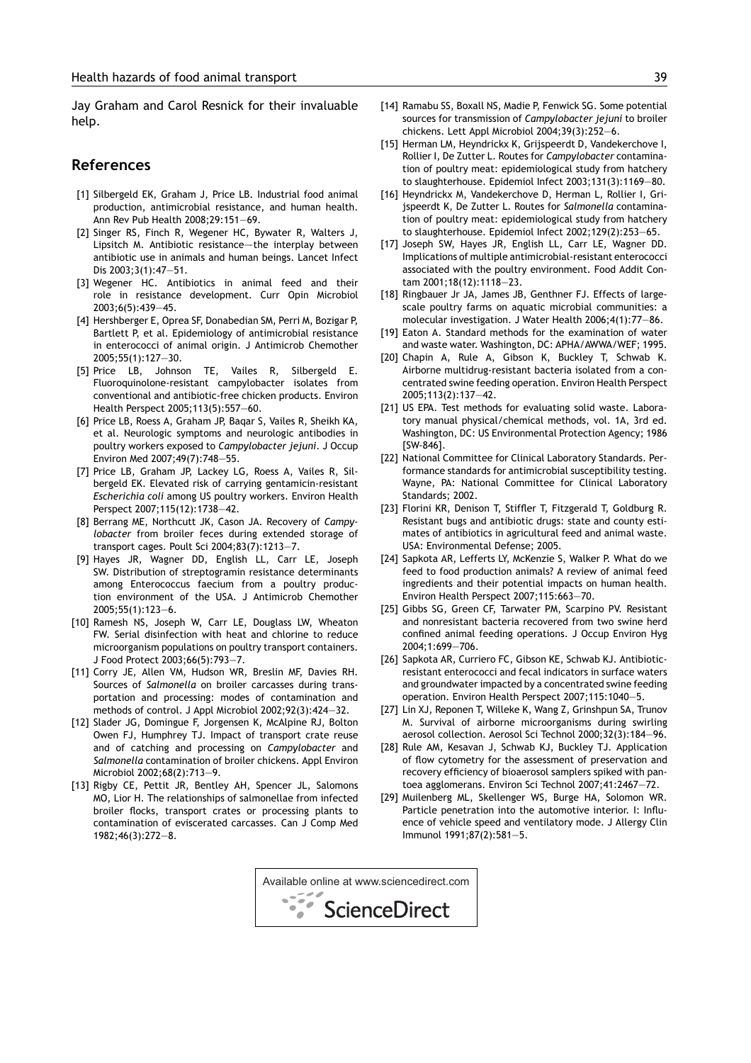Jay Graham and Carol Resnick for their invaluable help.

## References

[1] Silbergeld EK, Graham J, Price LB. Industrial food animal production, antimicrobial resistance, and human health. Ann Rev Pub Health 2008;29:151—69.

[2] Singer RS, Finch R, Wegener HC, Bywater R, Walters J, Lipsitch M. Antibiotic resistance—the interplay between antibiotic use in animals and human beings. Lancet Infect Dis 2003;3(1):47—51.

[3] Wegener HC. Antibiotics in animal feed and their role in resistance development. Curr Opin Microbiol 2003;6(5):439—45.

[4] Hershberger E, Oprea SF, Donabedian SM, Perri M, Bozigar P, Bartlett P, et al. Epidemiology of antimicrobial resistance in enterococci of animal origin. J Antimicrob Chemother 2005;55(1):127—30.

[5] Price LB, Johnson TE, Vailes R, Silbergeld E. Fluoroquinolone-resistant campylobacter isolates from conventional and antibiotic-free chicken products. Environ Health Perspect 2005;113(5):557—60.

[6] Price LB, Roess A, Graham JP, Baqar S, Vailes R, Sheikh KA, et al. Neurologic symptoms and neurologic antibodies in poultry workers exposed to *Campylobacter jejuni*. J Occup Environ Med 2007;49(7):748—55.

[7] Price LB, Graham JP, Lackey LG, Roess A, Vailes R, Silbergeld EK. Elevated risk of carrying gentamicin-resistant *Escherichia coli* among US poultry workers. Environ Health Perspect 2007;115(12):1738—42.

[8] Berrang ME, Northcutt JK, Cason JA. Recovery of *Campylobacter* from broiler feces during extended storage of transport cages. Poult Sci 2004;83(7):1213—7.

[9] Hayes JR, Wagner DD, English LL, Carr LE, Joseph SW. Distribution of streptogramin resistance determinants among Enterococcus faecium from a poultry production environment of the USA. J Antimicrob Chemother 2005;55(1):123—6.

[10] Ramesh NS, Joseph W, Carr LE, Douglass LW, Wheaton FW. Serial disinfection with heat and chlorine to reduce microorganism populations on poultry transport containers. J Food Protect 2003;66(5):793—7.

[11] Corry JE, Allen VM, Hudson WR, Breslin MF, Davies RH. Sources of *Salmonella* on broiler carcasses during transportation and processing: modes of contamination and methods of control. J Appl Microbiol 2002;92(3):424—32.

[12] Slader JG, Domingue F, Jorgensen K, McAlpine RJ, Bolton Owen FJ, Humphrey TJ. Impact of transport crate reuse and of catching and processing on *Campylobacter* and *Salmonella* contamination of broiler chickens. Appl Environ Microbiol 2002;68(2):713—9.

[13] Rigby CE, Pettit JR, Bentley AH, Spencer JL, Salomons MO, Lior H. The relationships of salmonellae from infected broiler flocks, transport crates or processing plants to contamination of eviscerated carcasses. Can J Comp Med 1982;46(3):272—8.

[14] Ramabu SS, Boxall NS, Madie P, Fenwick SG. Some potential sources for transmission of *Campylobacter jejuni* to broiler chickens. Lett Appl Microbiol 2004;39(3):252—6.

[15] Herman LM, Heyndrickx K, Grijspeerdt D, Vandekerchove I, Rollier I, De Zutter L. Routes for *Campylobacter* contamination of poultry meat: epidemiological study from hatchery to slaughterhouse. Epidemiol Infect 2003;131(3):1169—80.

[16] Heyndrickx M, Vandekerchove D, Herman L, Rollier I, Grijspeerdt K, De Zutter L. Routes for *Salmonella* contamination of poultry meat: epidemiological study from hatchery to slaughterhouse. Epidemiol Infect 2002;129(2):253—65.

[17] Joseph SW, Hayes JR, English LL, Carr LE, Wagner DD. Implications of multiple antimicrobial-resistant enterococci associated with the poultry environment. Food Addit Contam 2001;18(12):1118—23.

[18] Ringbauer Jr JA, James JB, Genthner FJ. Effects of large-scale poultry farms on aquatic microbial communities: a molecular investigation. J Water Health 2006;4(1):77—86.

[19] Eaton A. Standard methods for the examination of water and waste water. Washington, DC: APHA/AWWA/WEF; 1995.

[20] Chapin A, Rule A, Gibson K, Buckley T, Schwab K. Airborne multidrug-resistant bacteria isolated from a concentrated swine feeding operation. Environ Health Perspect 2005;113(2):137—42.

[21] US EPA. Test methods for evaluating solid waste. Laboratory manual physical/chemical methods, vol. 1A, 3rd ed. Washington, DC: US Environmental Protection Agency; 1986 [SW-846].

[22] National Committee for Clinical Laboratory Standards. Performance standards for antimicrobial susceptibility testing. Wayne, PA: National Committee for Clinical Laboratory Standards; 2002.

[23] Florini KR, Denison T, Stiffler T, Fitzgerald T, Goldburg R. Resistant bugs and antibiotic drugs: state and county estimates of antibiotics in agricultural feed and animal waste. USA: Environmental Defense; 2005.

[24] Sapkota AR, Lefferts LY, McKenzie S, Walker P. What do we feed to food production animals? A review of animal feed ingredients and their potential impacts on human health. Environ Health Perspect 2007;115:663—70.

[25] Gibbs SG, Green CF, Tarwater PM, Scarpino PV. Resistant and nonresistant bacteria recovered from two swine herd confined animal feeding operations. J Occup Environ Hyg 2004;1:699—706.

[26] Sapkota AR, Curriero FC, Gibson KE, Schwab KJ. Antibiotic-resistant enterococci and fecal indicators in surface waters and groundwater impacted by a concentrated swine feeding operation. Environ Health Perspect 2007;115:1040—5.

[27] Lin XJ, Reponen T, Willeke K, Wang Z, Grinshpun SA, Trunov M. Survival of airborne microorganisms during swirling aerosol collection. Aerosol Sci Technol 2000;32(3):184—96.

[28] Rule AM, Kesavan J, Schwab KJ, Buckley TJ. Application of flow cytometry for the assessment of preservation and recovery efficiency of bioaerosol samplers spiked with pantoea agglomerans. Environ Sci Technol 2007;41:2467—72.

[29] Muilenberg ML, Skellenger WS, Burge HA, Solomon WR. Particle penetration into the automotive interior. I: Influence of vehicle speed and ventilatory mode. J Allergy Clin Immunol 1991;87(2):581—5.

Available online at www.sciencedirect.com

ScienceDirect